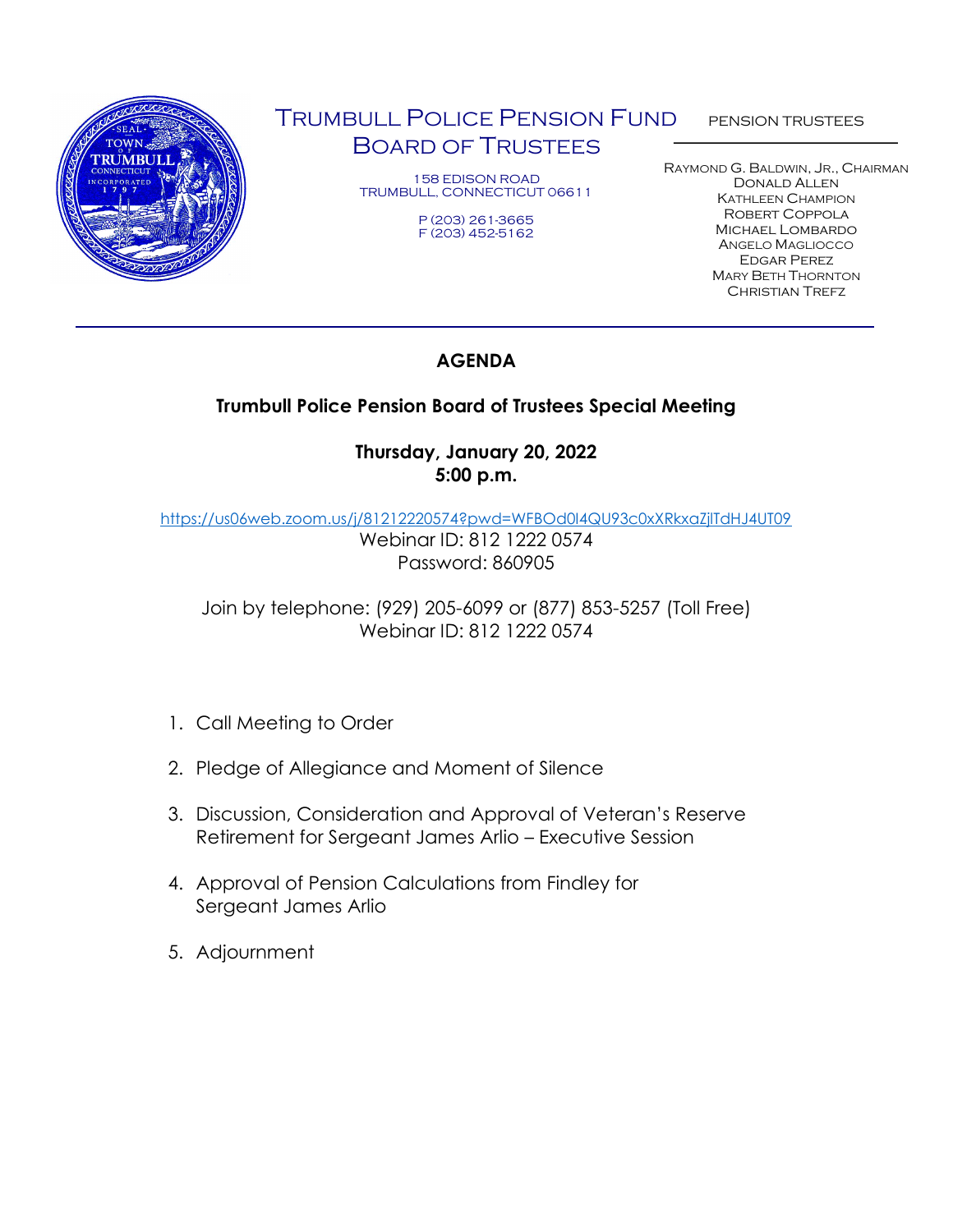# Trumbull Police Pension Fund Board of Trustees

158 EDISON ROAD
TRUMBULL, CONNECTICUT 06611

P (203) 261-3665
F (203) 452-5162

PENSION TRUSTEES

Raymond G. Baldwin, Jr., Chairman
Donald Allen
Kathleen Champion
Robert Coppola
Michael Lombardo
Angelo Magliocco
Edgar Perez
Mary Beth Thornton
Christian Trefz

---

## AGENDA

### Trumbull Police Pension Board of Trustees Special Meeting

**Thursday, January 20, 2022**
**5:00 p.m.**

https://us06web.zoom.us/j/81212220574?pwd=WFBOd0l4QU93c0xXRkxaZjlTdHJ4UT09
Webinar ID: 812 1222 0574
Password: 860905

Join by telephone: (929) 205-6099 or (877) 853-5257 (Toll Free)
Webinar ID: 812 1222 0574

1. Call Meeting to Order
2. Pledge of Allegiance and Moment of Silence
3. Discussion, Consideration and Approval of Veteran's Reserve Retirement for Sergeant James Arlio – Executive Session
4. Approval of Pension Calculations from Findley for Sergeant James Arlio
5. Adjournment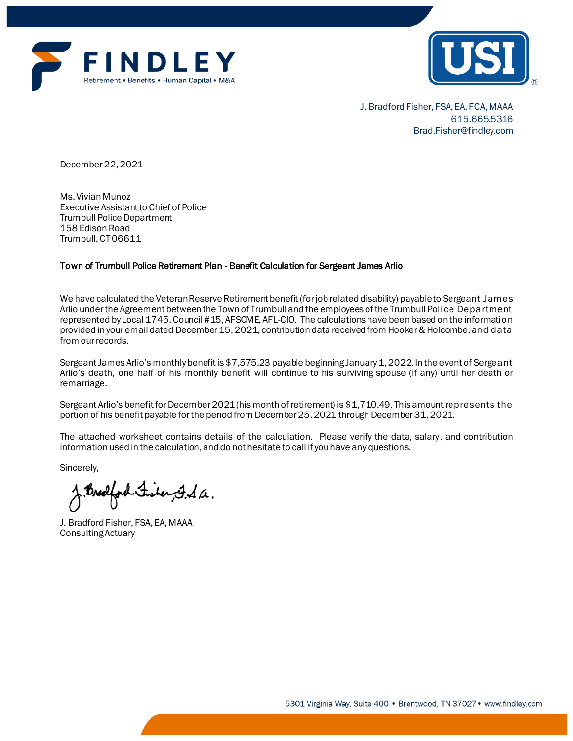J. Bradford Fisher, FSA, EA, FCA, MAAA
615.665.5316
Brad.Fisher@findley.com

December 22, 2021

Ms. Vivian Munoz
Executive Assistant to Chief of Police
Trumbull Police Department
158 Edison Road
Trumbull, CT 06611

Town of Trumbull Police Retirement Plan - Benefit Calculation for Sergeant James Arlio

We have calculated the Veteran Reserve Retirement benefit (for job related disability) payable to Sergeant James Arlio under the Agreement between the Town of Trumbull and the employees of the Trumbull Police Department represented by Local 1745, Council #15, AFSCME, AFL-CIO. The calculations have been based on the information provided in your email dated December 15, 2021, contribution data received from Hooker & Holcombe, and data from our records.

Sergeant James Arlio's monthly benefit is $7,575.23 payable beginning January 1, 2022. In the event of Sergeant Arlio's death, one half of his monthly benefit will continue to his surviving spouse (if any) until her death or remarriage.

Sergeant Arlio's benefit for December 2021 (his month of retirement) is $1,710.49. This amount represents the portion of his benefit payable for the period from December 25, 2021 through December 31, 2021.

The attached worksheet contains details of the calculation. Please verify the data, salary, and contribution information used in the calculation, and do not hesitate to call if you have any questions.

Sincerely,

J. Bradford Fisher, F.S.A.

J. Bradford Fisher, FSA, EA, MAAA
Consulting Actuary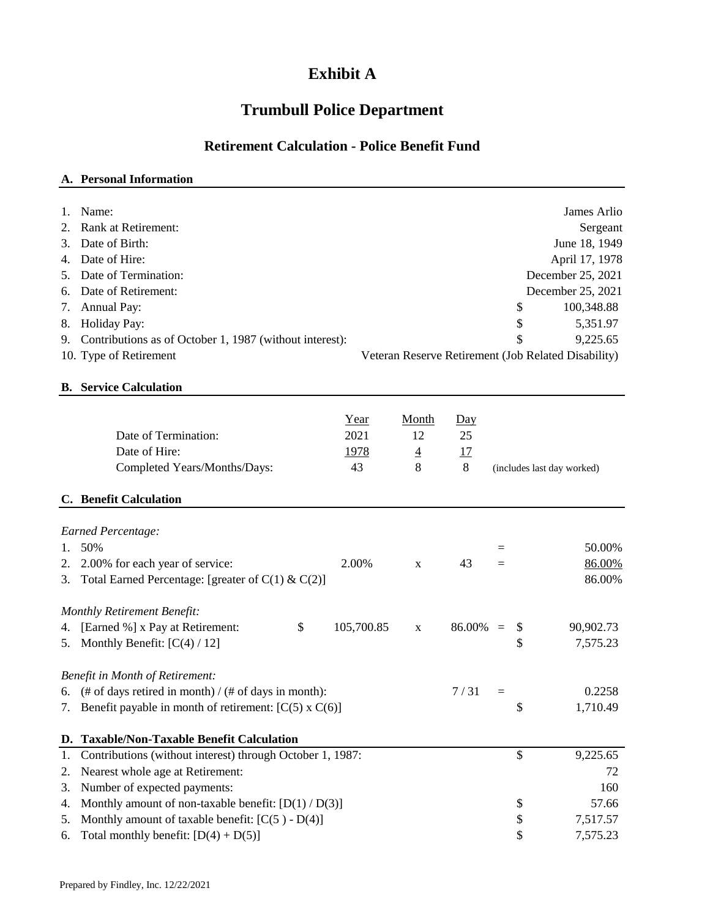# Exhibit A

# Trumbull Police Department

## Retirement Calculation - Police Benefit Fund

### A. Personal Information

| | | |
|---|---|---|
| 1. | Name: | James Arlio |
| 2. | Rank at Retirement: | Sergeant |
| 3. | Date of Birth: | June 18, 1949 |
| 4. | Date of Hire: | April 17, 1978 |
| 5. | Date of Termination: | December 25, 2021 |
| 6. | Date of Retirement: | December 25, 2021 |
| 7. | Annual Pay: | $ 100,348.88 |
| 8. | Holiday Pay: | $ 5,351.97 |
| 9. | Contributions as of October 1, 1987 (without interest): | $ 9,225.65 |
| 10. | Type of Retirement | Veteran Reserve Retirement (Job Related Disability) |

### B. Service Calculation

| | Year | Month | Day | |
|---|---|---|---|---|
| Date of Termination: | 2021 | 12 | 25 | |
| Date of Hire: | 1978 | 4 | 17 | |
| Completed Years/Months/Days: | 43 | 8 | 8 | (includes last day worked) |

### C. Benefit Calculation

*Earned Percentage:*

| | | | | | | | |
|---|---|---|---|---|---|---|---|
| 1. | 50% | | | | | = | 50.00% |
| 2. | 2.00% for each year of service: | | 2.00% | x | 43 | = | 86.00% |
| 3. | Total Earned Percentage: [greater of C(1) & C(2)] | | | | | | 86.00% |

*Monthly Retirement Benefit:*

| | | | | | | | |
|---|---|---|---|---|---|---|---|
| 4. | [Earned %] x Pay at Retirement: | $ | 105,700.85 | x | 86.00% | = | $ 90,902.73 |
| 5. | Monthly Benefit: [C(4) / 12] | | | | | | $ 7,575.23 |

*Benefit in Month of Retirement:*

| | | | | |
|---|---|---|---|---|
| 6. | (# of days retired in month) / (# of days in month): | 7 / 31 | = | 0.2258 |
| 7. | Benefit payable in month of retirement: [C(5) x C(6)] | | | $ 1,710.49 |

### D. Taxable/Non-Taxable Benefit Calculation

| | | |
|---|---|---|
| 1. | Contributions (without interest) through October 1, 1987: | $ 9,225.65 |
| 2. | Nearest whole age at Retirement: | 72 |
| 3. | Number of expected payments: | 160 |
| 4. | Monthly amount of non-taxable benefit: [D(1) / D(3)] | $ 57.66 |
| 5. | Monthly amount of taxable benefit: [C(5 ) - D(4)] | $ 7,517.57 |
| 6. | Total monthly benefit: [D(4) + D(5)] | $ 7,575.23 |

Prepared by Findley, Inc. 12/22/2021